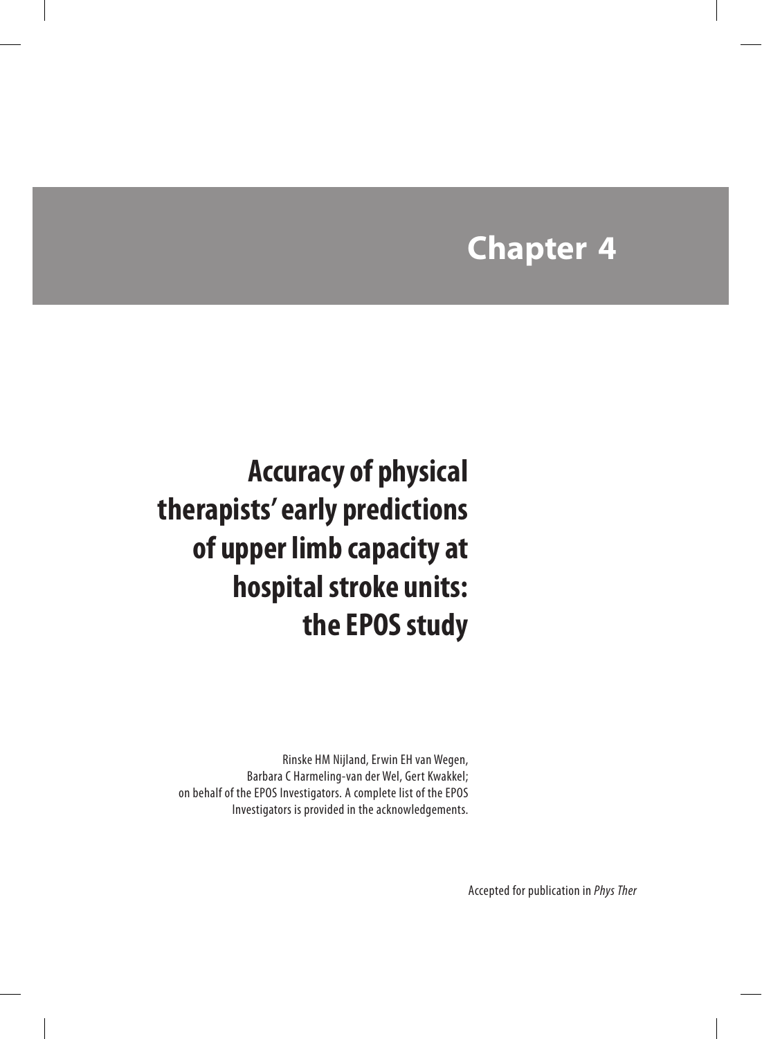# Chapter 4

## Accuracy of physical therapists' early predictions of upper limb capacity at hospital stroke units: the EPOS study

Rinske HM Nijland, Erwin EH van Wegen, Barbara C Harmeling-van der Wel, Gert Kwakkel; on behalf of the EPOS Investigators. A complete list of the EPOS Investigators is provided in the acknowledgements.

Accepted for publication in *Phys Ther*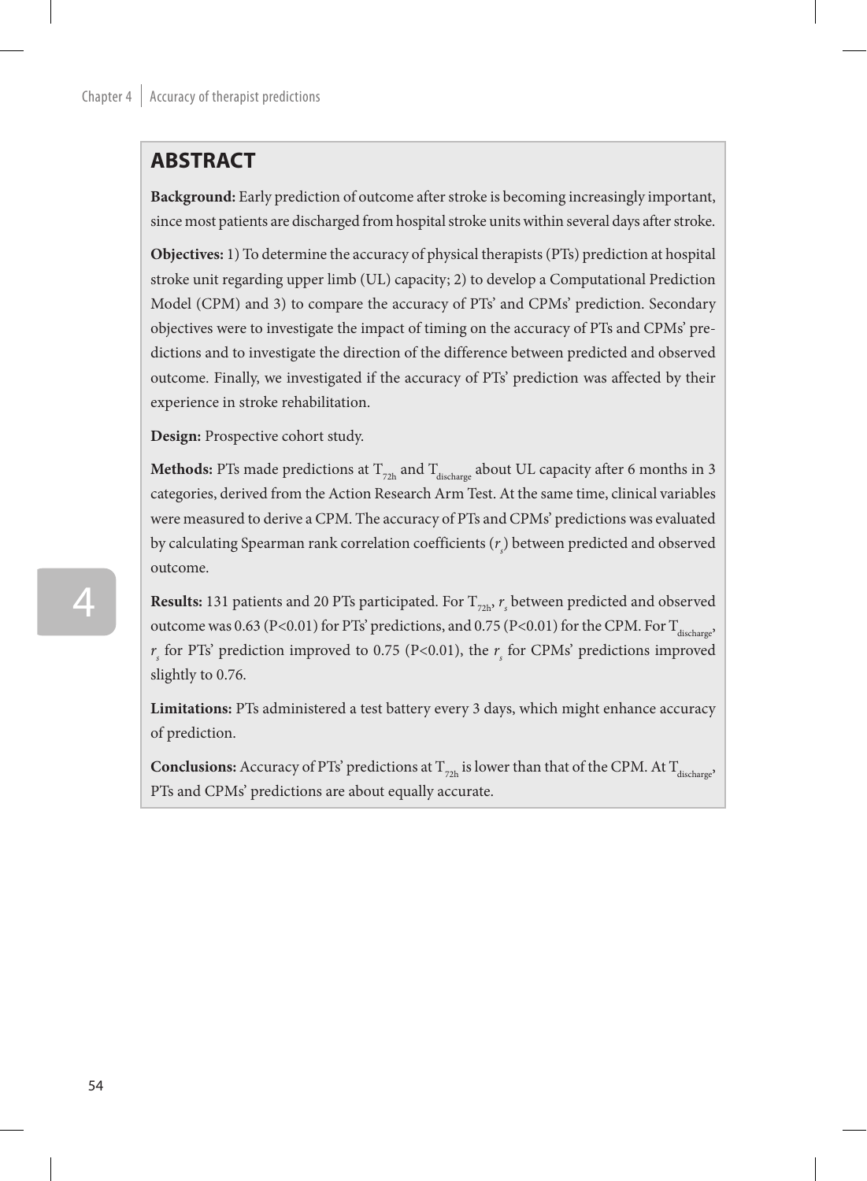## ABSTRACT

**Background:** Early prediction of outcome after stroke is becoming increasingly important, since most patients are discharged from hospital stroke units within several days after stroke.

**Objectives:** 1) To determine the accuracy of physical therapists (PTs) prediction at hospital stroke unit regarding upper limb (UL) capacity; 2) to develop a Computational Prediction Model (CPM) and 3) to compare the accuracy of PTs' and CPMs' prediction. Secondary objectives were to investigate the impact of timing on the accuracy of PTs and CPMs' predictions and to investigate the direction of the difference between predicted and observed outcome. Finally, we investigated if the accuracy of PTs' prediction was affected by their experience in stroke rehabilitation.

**Design:** Prospective cohort study.

**Methods:** PTs made predictions at $T_{72h}$ and $T_{discharge}$ about UL capacity after 6 months in 3 categories, derived from the Action Research Arm Test. At the same time, clinical variables were measured to derive a CPM. The accuracy of PTs and CPMs' predictions was evaluated by calculating Spearman rank correlation coefficients ($r_s$) between predicted and observed outcome.

**Results:** 131 patients and 20 PTs participated. For $T_{72h}$, $r_s$ between predicted and observed outcome was 0.63 ($P<0.01$) for PTs' predictions, and 0.75 ($P<0.01$) for the CPM. For $T_{discharge}$, $r_s$ for PTs' prediction improved to 0.75 ($P<0.01$), the $r_s$ for CPMs' predictions improved slightly to 0.76.

**Limitations:** PTs administered a test battery every 3 days, which might enhance accuracy of prediction.

**Conclusions:** Accuracy of PTs' predictions at $T_{72h}$ is lower than that of the CPM. At $T_{discharge}$, PTs and CPMs' predictions are about equally accurate.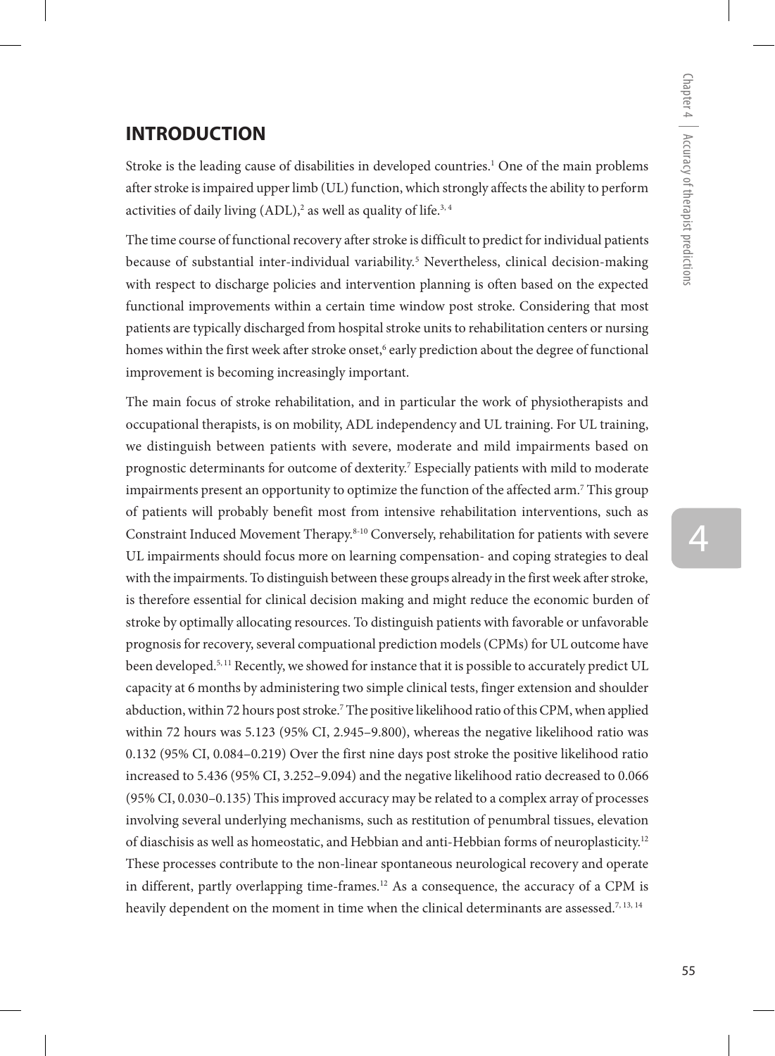## INTRODUCTION

Stroke is the leading cause of disabilities in developed countries.[1] One of the main problems after stroke is impaired upper limb (UL) function, which strongly affects the ability to perform activities of daily living (ADL),[2] as well as quality of life.[3, 4]

The time course of functional recovery after stroke is difficult to predict for individual patients because of substantial inter-individual variability.[5] Nevertheless, clinical decision-making with respect to discharge policies and intervention planning is often based on the expected functional improvements within a certain time window post stroke. Considering that most patients are typically discharged from hospital stroke units to rehabilitation centers or nursing homes within the first week after stroke onset,[6] early prediction about the degree of functional improvement is becoming increasingly important.

The main focus of stroke rehabilitation, and in particular the work of physiotherapists and occupational therapists, is on mobility, ADL independency and UL training. For UL training, we distinguish between patients with severe, moderate and mild impairments based on prognostic determinants for outcome of dexterity.[7] Especially patients with mild to moderate impairments present an opportunity to optimize the function of the affected arm.[7] This group of patients will probably benefit most from intensive rehabilitation interventions, such as Constraint Induced Movement Therapy.[8-10] Conversely, rehabilitation for patients with severe UL impairments should focus more on learning compensation- and coping strategies to deal with the impairments. To distinguish between these groups already in the first week after stroke, is therefore essential for clinical decision making and might reduce the economic burden of stroke by optimally allocating resources. To distinguish patients with favorable or unfavorable prognosis for recovery, several compuational prediction models (CPMs) for UL outcome have been developed.[5, 11] Recently, we showed for instance that it is possible to accurately predict UL capacity at 6 months by administering two simple clinical tests, finger extension and shoulder abduction, within 72 hours post stroke.[7] The positive likelihood ratio of this CPM, when applied within 72 hours was 5.123 (95% CI, 2.945–9.800), whereas the negative likelihood ratio was 0.132 (95% CI, 0.084–0.219) Over the first nine days post stroke the positive likelihood ratio increased to 5.436 (95% CI, 3.252–9.094) and the negative likelihood ratio decreased to 0.066 (95% CI, 0.030–0.135) This improved accuracy may be related to a complex array of processes involving several underlying mechanisms, such as restitution of penumbral tissues, elevation of diaschisis as well as homeostatic, and Hebbian and anti-Hebbian forms of neuroplasticity.[12] These processes contribute to the non-linear spontaneous neurological recovery and operate in different, partly overlapping time-frames.[12] As a consequence, the accuracy of a CPM is heavily dependent on the moment in time when the clinical determinants are assessed.[7, 13, 14]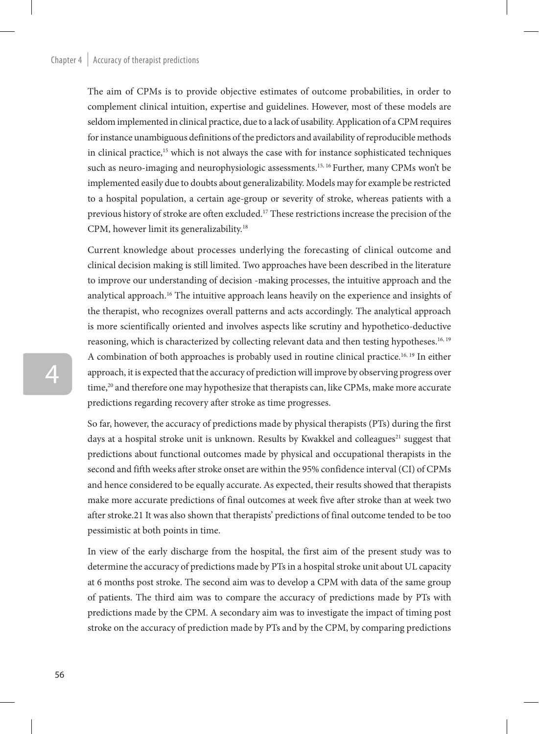The aim of CPMs is to provide objective estimates of outcome probabilities, in order to complement clinical intuition, expertise and guidelines. However, most of these models are seldom implemented in clinical practice, due to a lack of usability. Application of a CPM requires for instance unambiguous definitions of the predictors and availability of reproducible methods in clinical practice,[15] which is not always the case with for instance sophisticated techniques such as neuro-imaging and neurophysiologic assessments.[15, 16] Further, many CPMs won't be implemented easily due to doubts about generalizability. Models may for example be restricted to a hospital population, a certain age-group or severity of stroke, whereas patients with a previous history of stroke are often excluded.[17] These restrictions increase the precision of the CPM, however limit its generalizability.[18]

Current knowledge about processes underlying the forecasting of clinical outcome and clinical decision making is still limited. Two approaches have been described in the literature to improve our understanding of decision -making processes, the intuitive approach and the analytical approach.[16] The intuitive approach leans heavily on the experience and insights of the therapist, who recognizes overall patterns and acts accordingly. The analytical approach is more scientifically oriented and involves aspects like scrutiny and hypothetico-deductive reasoning, which is characterized by collecting relevant data and then testing hypotheses.[16, 19] A combination of both approaches is probably used in routine clinical practice.[16, 19] In either approach, it is expected that the accuracy of prediction will improve by observing progress over time,[20] and therefore one may hypothesize that therapists can, like CPMs, make more accurate predictions regarding recovery after stroke as time progresses.

So far, however, the accuracy of predictions made by physical therapists (PTs) during the first days at a hospital stroke unit is unknown. Results by Kwakkel and colleagues[21] suggest that predictions about functional outcomes made by physical and occupational therapists in the second and fifth weeks after stroke onset are within the 95% confidence interval (CI) of CPMs and hence considered to be equally accurate. As expected, their results showed that therapists make more accurate predictions of final outcomes at week five after stroke than at week two after stroke.21 It was also shown that therapists' predictions of final outcome tended to be too pessimistic at both points in time.

In view of the early discharge from the hospital, the first aim of the present study was to determine the accuracy of predictions made by PTs in a hospital stroke unit about UL capacity at 6 months post stroke. The second aim was to develop a CPM with data of the same group of patients. The third aim was to compare the accuracy of predictions made by PTs with predictions made by the CPM. A secondary aim was to investigate the impact of timing post stroke on the accuracy of prediction made by PTs and by the CPM, by comparing predictions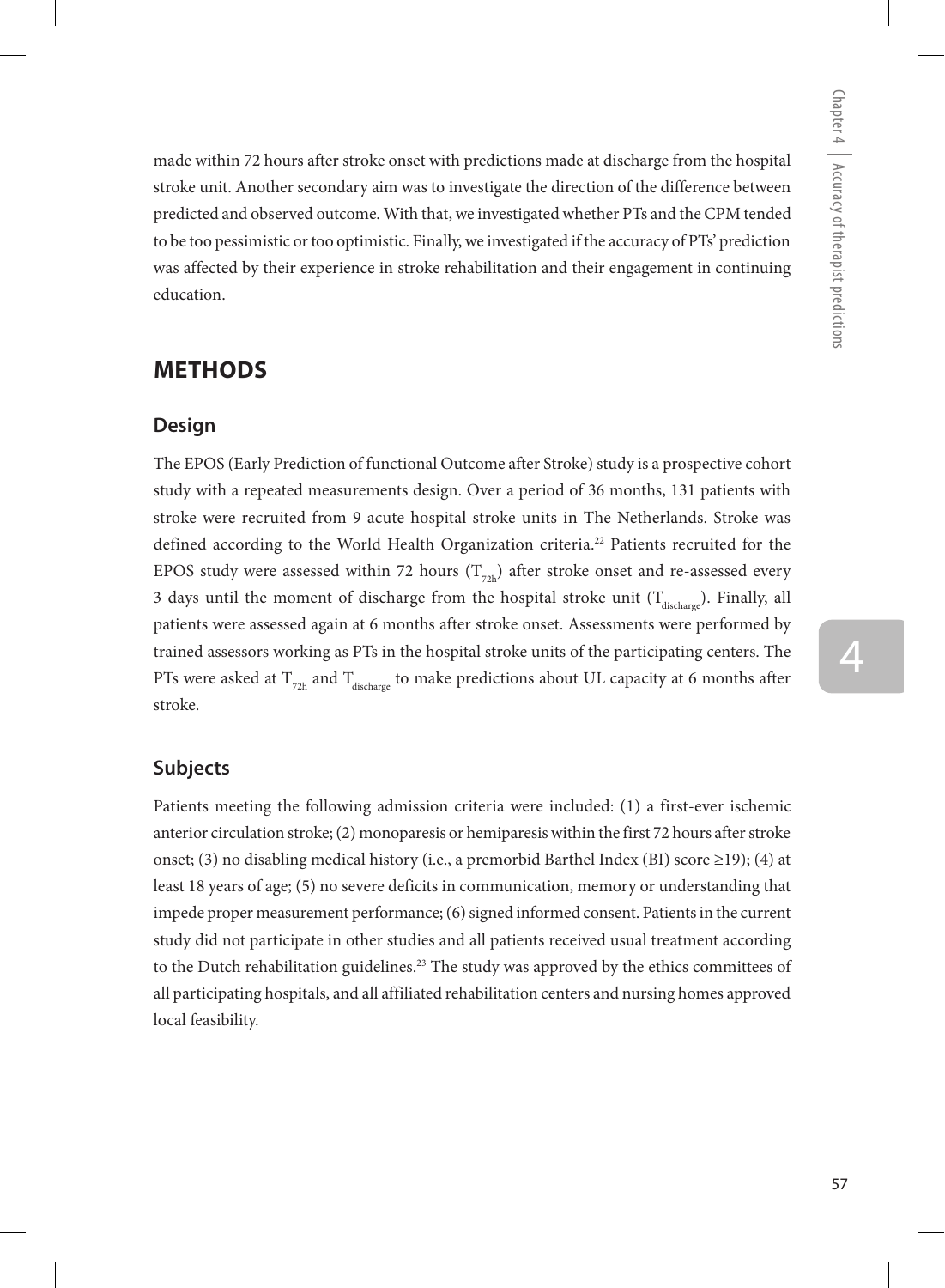made within 72 hours after stroke onset with predictions made at discharge from the hospital stroke unit. Another secondary aim was to investigate the direction of the difference between predicted and observed outcome. With that, we investigated whether PTs and the CPM tended to be too pessimistic or too optimistic. Finally, we investigated if the accuracy of PTs' prediction was affected by their experience in stroke rehabilitation and their engagement in continuing education.

## METHODS

### Design

The EPOS (Early Prediction of functional Outcome after Stroke) study is a prospective cohort study with a repeated measurements design. Over a period of 36 months, 131 patients with stroke were recruited from 9 acute hospital stroke units in The Netherlands. Stroke was defined according to the World Health Organization criteria.[22] Patients recruited for the EPOS study were assessed within 72 hours ($T_{72h}$) after stroke onset and re-assessed every 3 days until the moment of discharge from the hospital stroke unit ($T_{discharge}$). Finally, all patients were assessed again at 6 months after stroke onset. Assessments were performed by trained assessors working as PTs in the hospital stroke units of the participating centers. The PTs were asked at $T_{72h}$ and $T_{discharge}$ to make predictions about UL capacity at 6 months after stroke.

### Subjects

Patients meeting the following admission criteria were included: (1) a first-ever ischemic anterior circulation stroke; (2) monoparesis or hemiparesis within the first 72 hours after stroke onset; (3) no disabling medical history (i.e., a premorbid Barthel Index (BI) score ≥19); (4) at least 18 years of age; (5) no severe deficits in communication, memory or understanding that impede proper measurement performance; (6) signed informed consent. Patients in the current study did not participate in other studies and all patients received usual treatment according to the Dutch rehabilitation guidelines.[23] The study was approved by the ethics committees of all participating hospitals, and all affiliated rehabilitation centers and nursing homes approved local feasibility.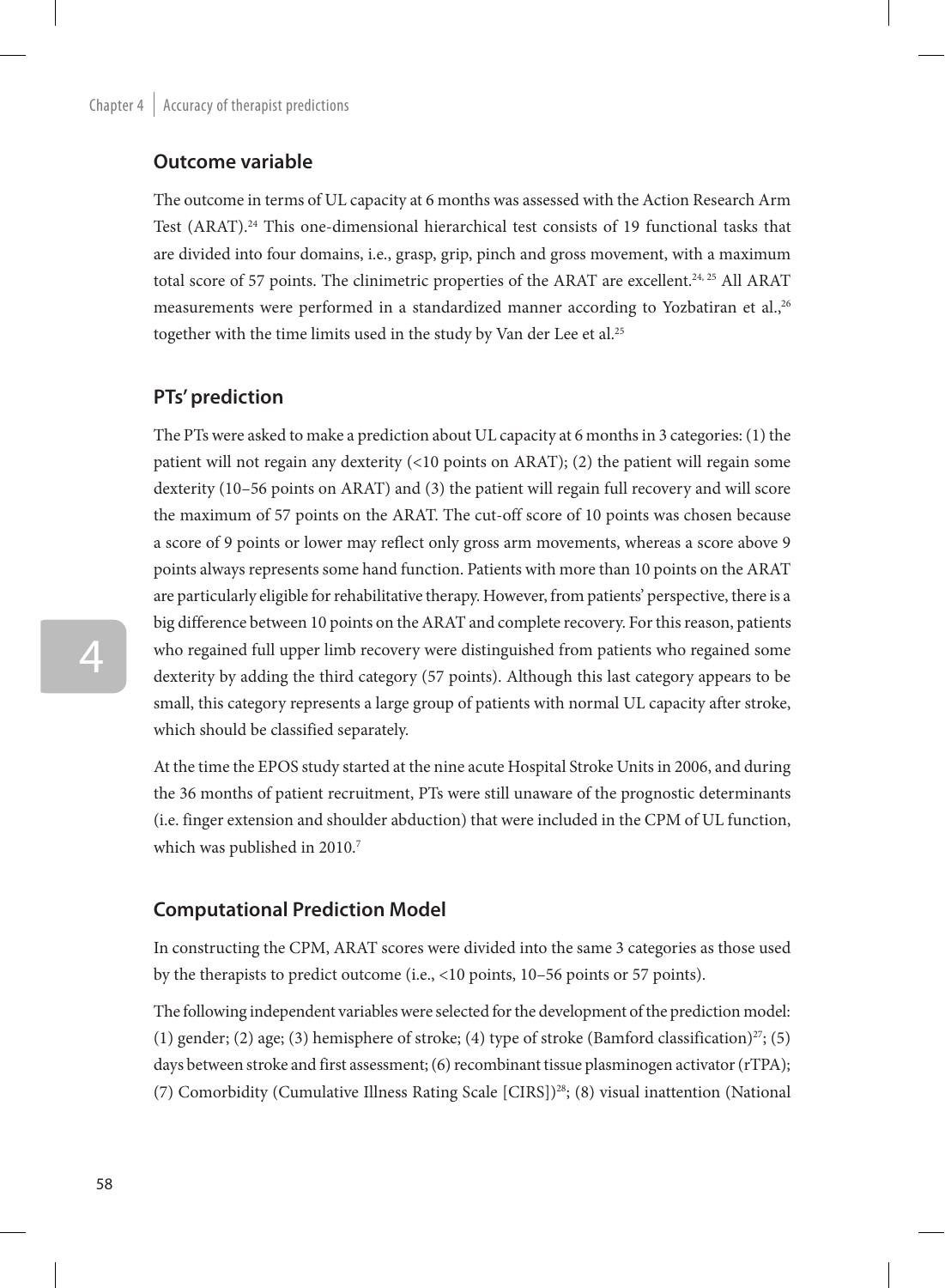## Outcome variable

The outcome in terms of UL capacity at 6 months was assessed with the Action Research Arm Test (ARAT).[24] This one-dimensional hierarchical test consists of 19 functional tasks that are divided into four domains, i.e., grasp, grip, pinch and gross movement, with a maximum total score of 57 points. The clinimetric properties of the ARAT are excellent.[24, 25] All ARAT measurements were performed in a standardized manner according to Yozbatiran et al.,[26] together with the time limits used in the study by Van der Lee et al.[25]

## PTs' prediction

The PTs were asked to make a prediction about UL capacity at 6 months in 3 categories: (1) the patient will not regain any dexterity (<10 points on ARAT); (2) the patient will regain some dexterity (10–56 points on ARAT) and (3) the patient will regain full recovery and will score the maximum of 57 points on the ARAT. The cut-off score of 10 points was chosen because a score of 9 points or lower may reflect only gross arm movements, whereas a score above 9 points always represents some hand function. Patients with more than 10 points on the ARAT are particularly eligible for rehabilitative therapy. However, from patients' perspective, there is a big difference between 10 points on the ARAT and complete recovery. For this reason, patients who regained full upper limb recovery were distinguished from patients who regained some dexterity by adding the third category (57 points). Although this last category appears to be small, this category represents a large group of patients with normal UL capacity after stroke, which should be classified separately.

At the time the EPOS study started at the nine acute Hospital Stroke Units in 2006, and during the 36 months of patient recruitment, PTs were still unaware of the prognostic determinants (i.e. finger extension and shoulder abduction) that were included in the CPM of UL function, which was published in 2010.[7]

## Computational Prediction Model

In constructing the CPM, ARAT scores were divided into the same 3 categories as those used by the therapists to predict outcome (i.e., <10 points, 10–56 points or 57 points).

The following independent variables were selected for the development of the prediction model: (1) gender; (2) age; (3) hemisphere of stroke; (4) type of stroke (Bamford classification)[27]; (5) days between stroke and first assessment; (6) recombinant tissue plasminogen activator (rTPA); (7) Comorbidity (Cumulative Illness Rating Scale [CIRS])[28]; (8) visual inattention (National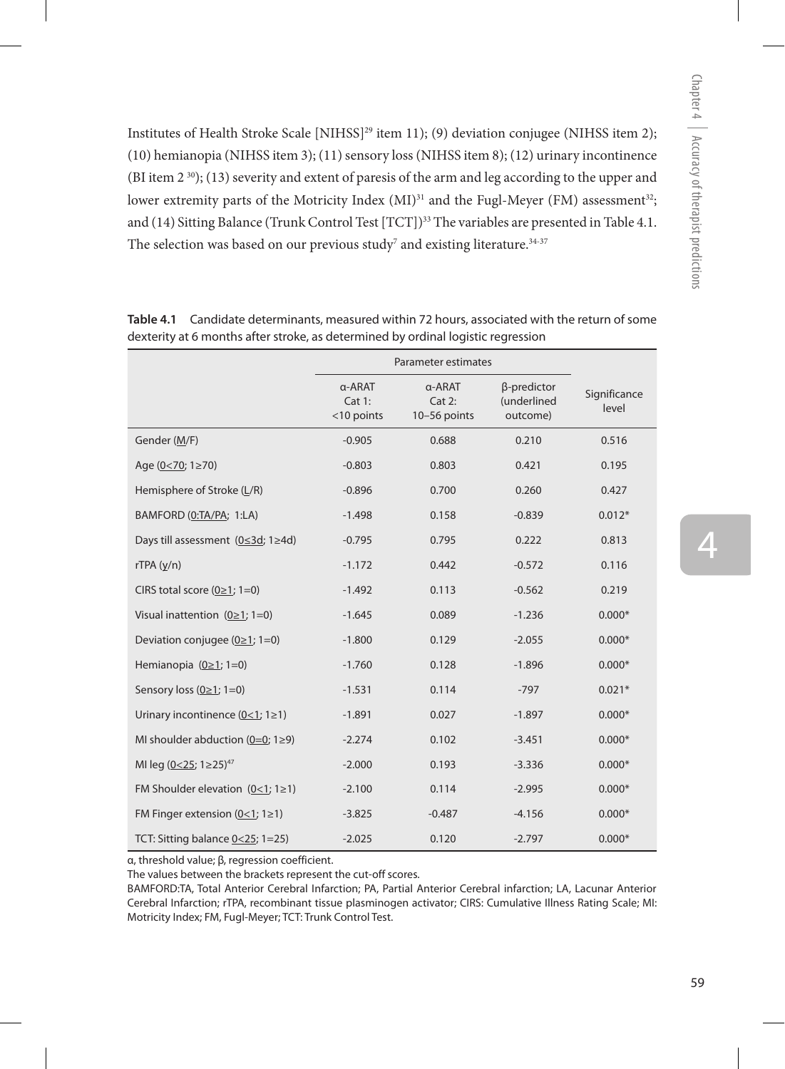Institutes of Health Stroke Scale [NIHSS][29] item 11); (9) deviation conjugee (NIHSS item 2); (10) hemianopia (NIHSS item 3); (11) sensory loss (NIHSS item 8); (12) urinary incontinence (BI item 2 [30]); (13) severity and extent of paresis of the arm and leg according to the upper and lower extremity parts of the Motricity Index (MI)[31] and the Fugl-Meyer (FM) assessment[32]; and (14) Sitting Balance (Trunk Control Test [TCT])[33] The variables are presented in Table 4.1. The selection was based on our previous study[7] and existing literature.[34-37]

**Table 4.1** Candidate determinants, measured within 72 hours, associated with the return of some dexterity at 6 months after stroke, as determined by ordinal logistic regression

| | Parameter estimates | | | |
|---|---|---|---|---|
| | α-ARAT Cat 1: <10 points | α-ARAT Cat 2: 10–56 points | β-predictor (underlined outcome) | Significance level |
| Gender (M/F) | -0.905 | 0.688 | 0.210 | 0.516 |
| Age (0<70; 1≥70) | -0.803 | 0.803 | 0.421 | 0.195 |
| Hemisphere of Stroke (L/R) | -0.896 | 0.700 | 0.260 | 0.427 |
| BAMFORD (0:TA/PA; 1:LA) | -1.498 | 0.158 | -0.839 | 0.012* |
| Days till assessment (0≤3d; 1≥4d) | -0.795 | 0.795 | 0.222 | 0.813 |
| rTPA (y/n) | -1.172 | 0.442 | -0.572 | 0.116 |
| CIRS total score (0≥1; 1=0) | -1.492 | 0.113 | -0.562 | 0.219 |
| Visual inattention (0≥1; 1=0) | -1.645 | 0.089 | -1.236 | 0.000* |
| Deviation conjugee (0≥1; 1=0) | -1.800 | 0.129 | -2.055 | 0.000* |
| Hemianopia (0≥1; 1=0) | -1.760 | 0.128 | -1.896 | 0.000* |
| Sensory loss (0≥1; 1=0) | -1.531 | 0.114 | -797 | 0.021* |
| Urinary incontinence (0<1; 1≥1) | -1.891 | 0.027 | -1.897 | 0.000* |
| MI shoulder abduction (0=0; 1≥9) | -2.274 | 0.102 | -3.451 | 0.000* |
| MI leg (0<25; 1≥25)[47] | -2.000 | 0.193 | -3.336 | 0.000* |
| FM Shoulder elevation (0<1; 1≥1) | -2.100 | 0.114 | -2.995 | 0.000* |
| FM Finger extension (0<1; 1≥1) | -3.825 | -0.487 | -4.156 | 0.000* |
| TCT: Sitting balance 0<25; 1=25) | -2.025 | 0.120 | -2.797 | 0.000* |

α, threshold value; β, regression coefficient.

The values between the brackets represent the cut-off scores.

BAMFORD:TA, Total Anterior Cerebral Infarction; PA, Partial Anterior Cerebral infarction; LA, Lacunar Anterior Cerebral Infarction; rTPA, recombinant tissue plasminogen activator; CIRS: Cumulative Illness Rating Scale; MI: Motricity Index; FM, Fugl-Meyer; TCT: Trunk Control Test.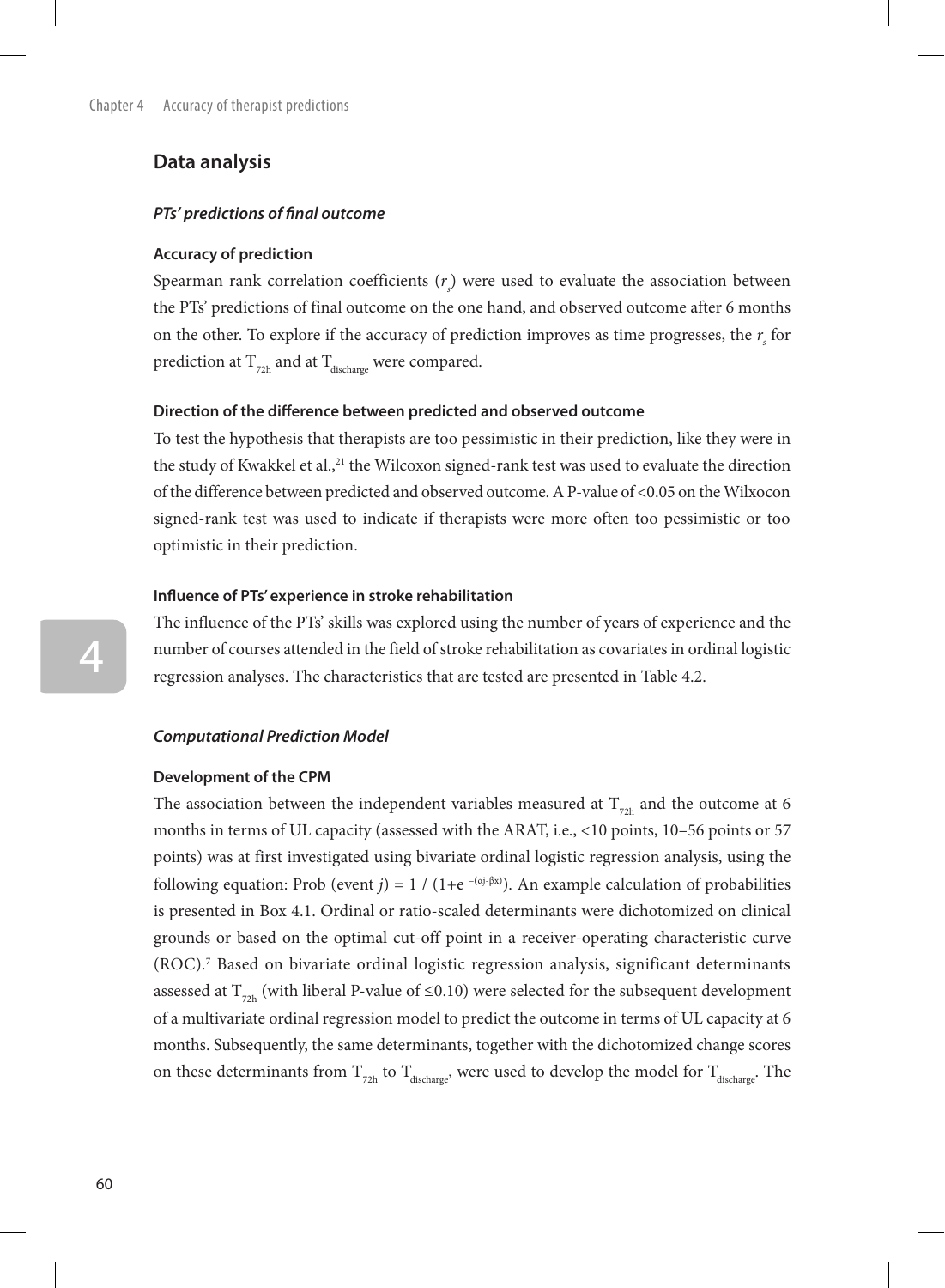## Data analysis

### *PTs' predictions of final outcome*

#### Accuracy of prediction

Spearman rank correlation coefficients ($r_s$) were used to evaluate the association between the PTs' predictions of final outcome on the one hand, and observed outcome after 6 months on the other. To explore if the accuracy of prediction improves as time progresses, the $r_s$ for prediction at $T_{72h}$ and at $T_{discharge}$ were compared.

#### Direction of the difference between predicted and observed outcome

To test the hypothesis that therapists are too pessimistic in their prediction, like they were in the study of Kwakkel et al.,[21] the Wilcoxon signed-rank test was used to evaluate the direction of the difference between predicted and observed outcome. A P-value of <0.05 on the Wilxocon signed-rank test was used to indicate if therapists were more often too pessimistic or too optimistic in their prediction.

#### Influence of PTs' experience in stroke rehabilitation

The influence of the PTs' skills was explored using the number of years of experience and the number of courses attended in the field of stroke rehabilitation as covariates in ordinal logistic regression analyses. The characteristics that are tested are presented in Table 4.2.

### *Computational Prediction Model*

#### Development of the CPM

The association between the independent variables measured at $T_{72h}$ and the outcome at 6 months in terms of UL capacity (assessed with the ARAT, i.e., <10 points, 10–56 points or 57 points) was at first investigated using bivariate ordinal logistic regression analysis, using the following equation: Prob (event $j$) = $1 / (1+e^{-(\alpha j-\beta x)})$. An example calculation of probabilities is presented in Box 4.1. Ordinal or ratio-scaled determinants were dichotomized on clinical grounds or based on the optimal cut-off point in a receiver-operating characteristic curve (ROC).[7] Based on bivariate ordinal logistic regression analysis, significant determinants assessed at $T_{72h}$ (with liberal P-value of ≤0.10) were selected for the subsequent development of a multivariate ordinal regression model to predict the outcome in terms of UL capacity at 6 months. Subsequently, the same determinants, together with the dichotomized change scores on these determinants from $T_{72h}$ to $T_{discharge}$, were used to develop the model for $T_{discharge}$. The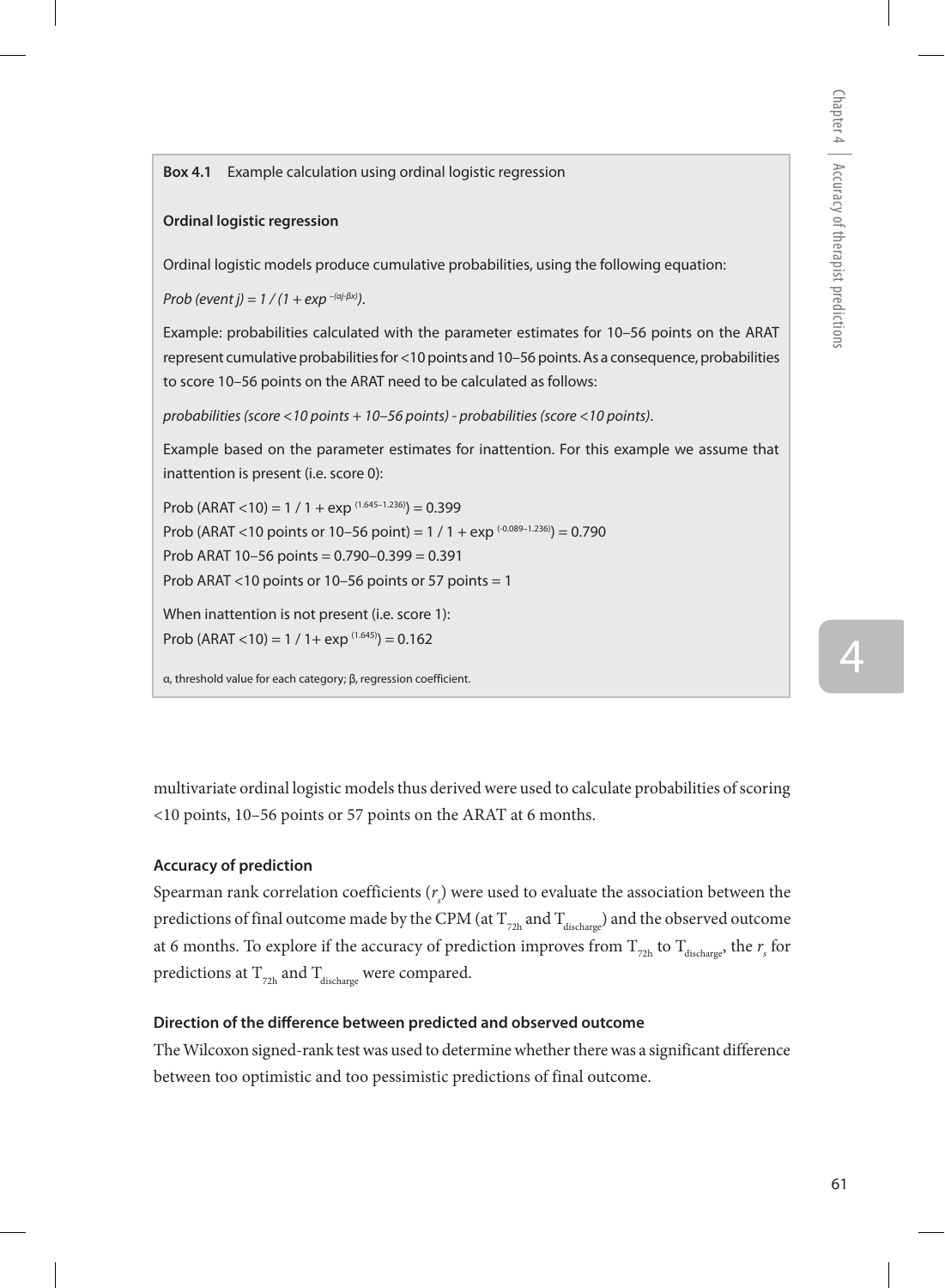**Box 4.1** Example calculation using ordinal logistic regression

**Ordinal logistic regression**

Ordinal logistic models produce cumulative probabilities, using the following equation:

*Prob (event j) = 1 / (1 + exp* $^{-(\alpha j - \beta x)}$*).*

Example: probabilities calculated with the parameter estimates for 10–56 points on the ARAT represent cumulative probabilities for <10 points and 10–56 points. As a consequence, probabilities to score 10–56 points on the ARAT need to be calculated as follows:

*probabilities (score <10 points + 10–56 points) - probabilities (score <10 points).*

Example based on the parameter estimates for inattention. For this example we assume that inattention is present (i.e. score 0):

Prob (ARAT <10) = 1 / 1 + exp $^{(1.645-1.236)}$) = 0.399
Prob (ARAT <10 points or 10–56 point) = 1 / 1 + exp $^{(-0.089-1.236)}$) = 0.790
Prob ARAT 10–56 points = 0.790–0.399 = 0.391
Prob ARAT <10 points or 10–56 points or 57 points = 1

When inattention is not present (i.e. score 1):
Prob (ARAT <10) = 1 / 1+ exp $^{(1.645)}$) = 0.162

α, threshold value for each category; β, regression coefficient.

multivariate ordinal logistic models thus derived were used to calculate probabilities of scoring <10 points, 10–56 points or 57 points on the ARAT at 6 months.

#### Accuracy of prediction

Spearman rank correlation coefficients ($r_s$) were used to evaluate the association between the predictions of final outcome made by the CPM (at $T_{72h}$ and $T_{discharge}$) and the observed outcome at 6 months. To explore if the accuracy of prediction improves from $T_{72h}$ to $T_{discharge}$, the $r_s$ for predictions at $T_{72h}$ and $T_{discharge}$ were compared.

#### Direction of the difference between predicted and observed outcome

The Wilcoxon signed-rank test was used to determine whether there was a significant difference between too optimistic and too pessimistic predictions of final outcome.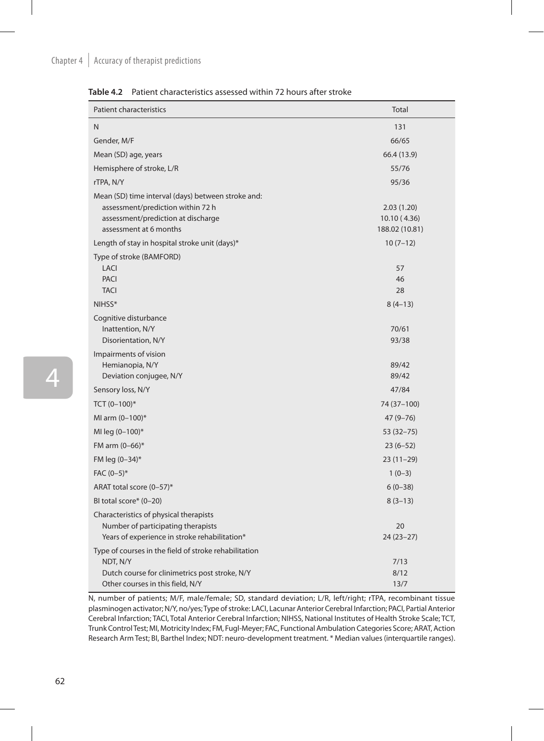**Table 4.2** Patient characteristics assessed within 72 hours after stroke

| Patient characteristics | Total |
|---|---|
| N | 131 |
| Gender, M/F | 66/65 |
| Mean (SD) age, years | 66.4 (13.9) |
| Hemisphere of stroke, L/R | 55/76 |
| rTPA, N/Y | 95/36 |
| Mean (SD) time interval (days) between stroke and: | |
| assessment/prediction within 72 h | 2.03 (1.20) |
| assessment/prediction at discharge | 10.10 ( 4.36) |
| assessment at 6 months | 188.02 (10.81) |
| Length of stay in hospital stroke unit (days)* | 10 (7–12) |
| Type of stroke (BAMFORD) | |
| LACI | 57 |
| PACI | 46 |
| TACI | 28 |
| NIHSS* | 8 (4–13) |
| Cognitive disturbance | |
| Inattention, N/Y | 70/61 |
| Disorientation, N/Y | 93/38 |
| Impairments of vision | |
| Hemianopia, N/Y | 89/42 |
| Deviation conjugee, N/Y | 89/42 |
| Sensory loss, N/Y | 47/84 |
| TCT (0–100)* | 74 (37–100) |
| MI arm (0–100)* | 47 (9–76) |
| MI leg (0–100)* | 53 (32–75) |
| FM arm (0–66)* | 23 (6–52) |
| FM leg (0–34)* | 23 (11–29) |
| FAC (0–5)* | 1 (0–3) |
| ARAT total score (0–57)* | 6 (0–38) |
| BI total score* (0–20) | 8 (3–13) |
| Characteristics of physical therapists | |
| Number of participating therapists | 20 |
| Years of experience in stroke rehabilitation* | 24 (23–27) |
| Type of courses in the field of stroke rehabilitation | |
| NDT, N/Y | 7/13 |
| Dutch course for clinimetrics post stroke, N/Y | 8/12 |
| Other courses in this field, N/Y | 13/7 |

N, number of patients; M/F, male/female; SD, standard deviation; L/R, left/right; rTPA, recombinant tissue plasminogen activator; N/Y, no/yes; Type of stroke: LACI, Lacunar Anterior Cerebral Infarction; PACI, Partial Anterior Cerebral Infarction; TACI, Total Anterior Cerebral Infarction; NIHSS, National Institutes of Health Stroke Scale; TCT, Trunk Control Test; MI, Motricity Index; FM, Fugl-Meyer; FAC, Functional Ambulation Categories Score; ARAT, Action Research Arm Test; BI, Barthel Index; NDT: neuro-development treatment. * Median values (interquartile ranges).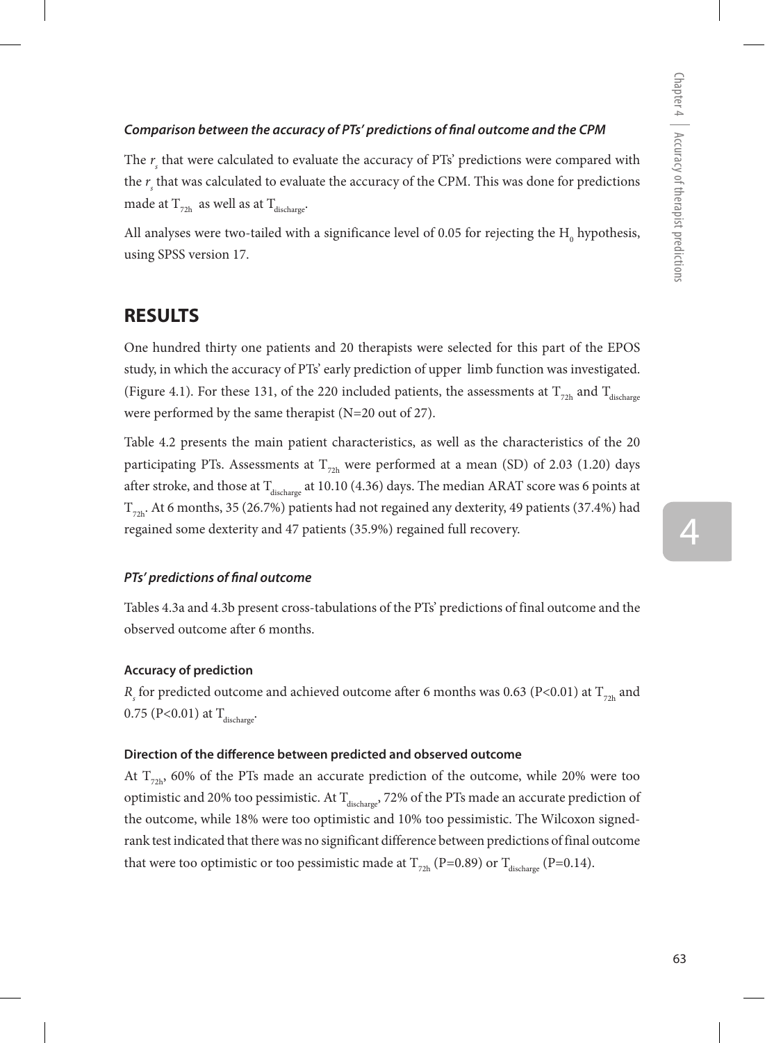#### *Comparison between the accuracy of PTs' predictions of final outcome and the CPM*

The $r_s$ that were calculated to evaluate the accuracy of PTs' predictions were compared with the $r_s$ that was calculated to evaluate the accuracy of the CPM. This was done for predictions made at $T_{72h}$ as well as at $T_{discharge}$.

All analyses were two-tailed with a significance level of 0.05 for rejecting the $H_0$ hypothesis, using SPSS version 17.

## RESULTS

One hundred thirty one patients and 20 therapists were selected for this part of the EPOS study, in which the accuracy of PTs' early prediction of upper limb function was investigated. (Figure 4.1). For these 131, of the 220 included patients, the assessments at $T_{72h}$ and $T_{discharge}$ were performed by the same therapist (N=20 out of 27).

Table 4.2 presents the main patient characteristics, as well as the characteristics of the 20 participating PTs. Assessments at $T_{72h}$ were performed at a mean (SD) of 2.03 (1.20) days after stroke, and those at $T_{discharge}$ at 10.10 (4.36) days. The median ARAT score was 6 points at $T_{72h}$. At 6 months, 35 (26.7%) patients had not regained any dexterity, 49 patients (37.4%) had regained some dexterity and 47 patients (35.9%) regained full recovery.

#### *PTs' predictions of final outcome*

Tables 4.3a and 4.3b present cross-tabulations of the PTs' predictions of final outcome and the observed outcome after 6 months.

#### Accuracy of prediction

$R_s$ for predicted outcome and achieved outcome after 6 months was 0.63 ($P<0.01$) at $T_{72h}$ and 0.75 ($P<0.01$) at $T_{discharge}$.

#### Direction of the difference between predicted and observed outcome

At $T_{72h}$, 60% of the PTs made an accurate prediction of the outcome, while 20% were too optimistic and 20% too pessimistic. At $T_{discharge}$, 72% of the PTs made an accurate prediction of the outcome, while 18% were too optimistic and 10% too pessimistic. The Wilcoxon signed-rank test indicated that there was no significant difference between predictions of final outcome that were too optimistic or too pessimistic made at $T_{72h}$ ($P=0.89$) or $T_{discharge}$ ($P=0.14$).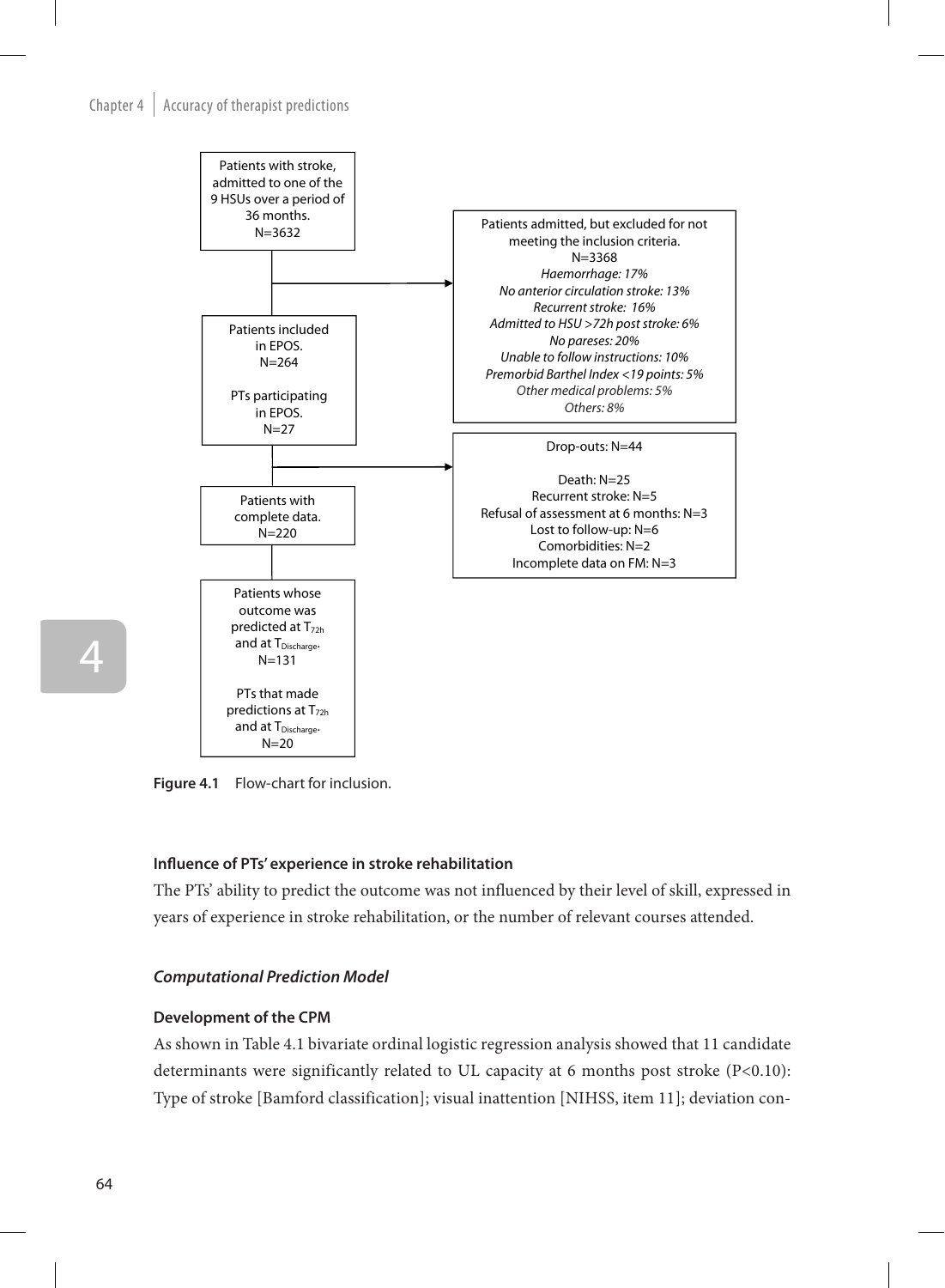Patients with stroke, admitted to one of the 9 HSUs over a period of 36 months.
N=3632

Patients admitted, but excluded for not meeting the inclusion criteria.
N=3368
*Haemorrhage: 17%*
*No anterior circulation stroke: 13%*
*Recurrent stroke: 16%*
*Admitted to HSU >72h post stroke: 6%*
*No pareses: 20%*
*Unable to follow instructions: 10%*
*Premorbid Barthel Index <19 points: 5%*
*Other medical problems: 5%*
*Others: 8%*

Patients included in EPOS.
N=264

PTs participating in EPOS.
N=27

Drop-outs: N=44

Death: N=25
Recurrent stroke: N=5
Refusal of assessment at 6 months: N=3
Lost to follow-up: N=6
Comorbidities: N=2
Incomplete data on FM: N=3

Patients with complete data.
N=220

Patients whose outcome was predicted at $T_{72h}$ and at $T_{Discharge}$.
N=131

PTs that made predictions at $T_{72h}$ and at $T_{Discharge}$.
N=20

**Figure 4.1** Flow-chart for inclusion.

**Influence of PTs' experience in stroke rehabilitation**

The PTs' ability to predict the outcome was not influenced by their level of skill, expressed in years of experience in stroke rehabilitation, or the number of relevant courses attended.

### *Computational Prediction Model*

**Development of the CPM**

As shown in Table 4.1 bivariate ordinal logistic regression analysis showed that 11 candidate determinants were significantly related to UL capacity at 6 months post stroke ($P<0.10$): Type of stroke [Bamford classification]; visual inattention [NIHSS, item 11]; deviation con-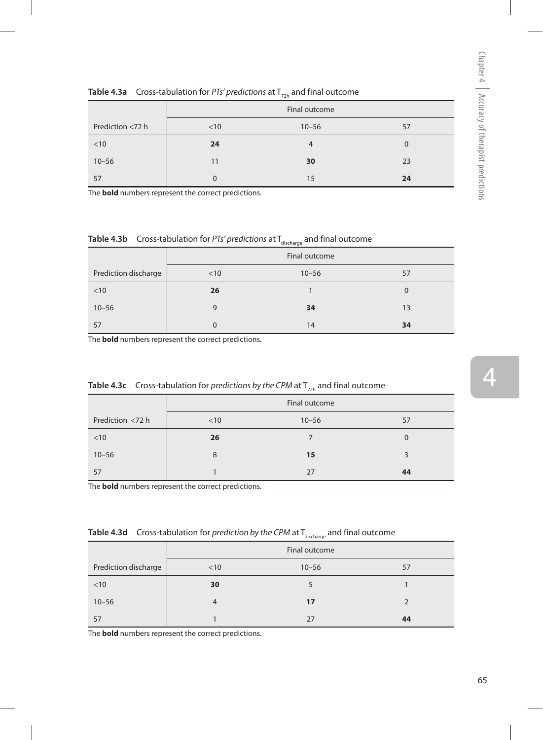**Table 4.3a** Cross-tabulation for *PTs' predictions* at $T_{72h}$ and final outcome

| | Final outcome | | |
|---|---|---|---|
| Prediction <72 h | <10 | 10–56 | 57 |
| <10 | **24** | 4 | 0 |
| 10–56 | 11 | **30** | 23 |
| 57 | 0 | 15 | **24** |

The **bold** numbers represent the correct predictions.

**Table 4.3b** Cross-tabulation for *PTs' predictions* at $T_{discharge}$ and final outcome

| | Final outcome | | |
|---|---|---|---|
| Prediction discharge | <10 | 10–56 | 57 |
| <10 | **26** | 1 | 0 |
| 10–56 | 9 | **34** | 13 |
| 57 | 0 | 14 | **34** |

The **bold** numbers represent the correct predictions.

**Table 4.3c** Cross-tabulation for *predictions by the CPM* at $T_{72h}$ and final outcome

| | Final outcome | | |
|---|---|---|---|
| Prediction <72 h | <10 | 10–56 | 57 |
| <10 | **26** | 7 | 0 |
| 10–56 | 8 | **15** | 3 |
| 57 | 1 | 27 | **44** |

The **bold** numbers represent the correct predictions.

**Table 4.3d** Cross-tabulation for *prediction by the CPM* at $T_{discharge}$ and final outcome

| | Final outcome | | |
|---|---|---|---|
| Prediction discharge | <10 | 10–56 | 57 |
| <10 | **30** | 5 | 1 |
| 10–56 | 4 | **17** | 2 |
| 57 | 1 | 27 | **44** |

The **bold** numbers represent the correct predictions.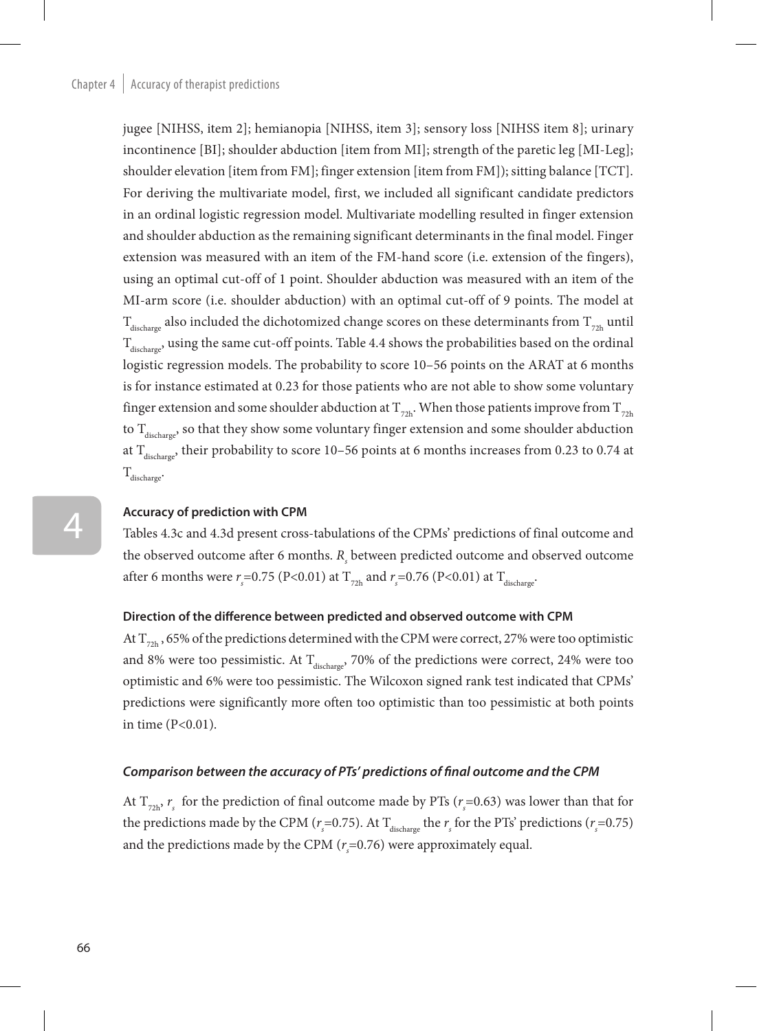jugee [NIHSS, item 2]; hemianopia [NIHSS, item 3]; sensory loss [NIHSS item 8]; urinary incontinence [BI]; shoulder abduction [item from MI]; strength of the paretic leg [MI-Leg]; shoulder elevation [item from FM]; finger extension [item from FM]); sitting balance [TCT]. For deriving the multivariate model, first, we included all significant candidate predictors in an ordinal logistic regression model. Multivariate modelling resulted in finger extension and shoulder abduction as the remaining significant determinants in the final model. Finger extension was measured with an item of the FM-hand score (i.e. extension of the fingers), using an optimal cut-off of 1 point. Shoulder abduction was measured with an item of the MI-arm score (i.e. shoulder abduction) with an optimal cut-off of 9 points. The model at $T_{discharge}$ also included the dichotomized change scores on these determinants from $T_{72h}$ until $T_{discharge}$, using the same cut-off points. Table 4.4 shows the probabilities based on the ordinal logistic regression models. The probability to score 10–56 points on the ARAT at 6 months is for instance estimated at 0.23 for those patients who are not able to show some voluntary finger extension and some shoulder abduction at $T_{72h}$. When those patients improve from $T_{72h}$ to $T_{discharge}$, so that they show some voluntary finger extension and some shoulder abduction at $T_{discharge}$, their probability to score 10–56 points at 6 months increases from 0.23 to 0.74 at $T_{discharge}$.

### Accuracy of prediction with CPM

Tables 4.3c and 4.3d present cross-tabulations of the CPMs' predictions of final outcome and the observed outcome after 6 months. $R_s$ between predicted outcome and observed outcome after 6 months were $r_s$=0.75 (P<0.01) at $T_{72h}$ and $r_s$=0.76 (P<0.01) at $T_{discharge}$.

### Direction of the difference between predicted and observed outcome with CPM

At $T_{72h}$, 65% of the predictions determined with the CPM were correct, 27% were too optimistic and 8% were too pessimistic. At $T_{discharge}$, 70% of the predictions were correct, 24% were too optimistic and 6% were too pessimistic. The Wilcoxon signed rank test indicated that CPMs' predictions were significantly more often too optimistic than too pessimistic at both points in time (P<0.01).

### *Comparison between the accuracy of PTs' predictions of final outcome and the CPM*

At $T_{72h}$, $r_s$ for the prediction of final outcome made by PTs ($r_s$=0.63) was lower than that for the predictions made by the CPM ($r_s$=0.75). At $T_{discharge}$ the $r_s$ for the PTs' predictions ($r_s$=0.75) and the predictions made by the CPM ($r_s$=0.76) were approximately equal.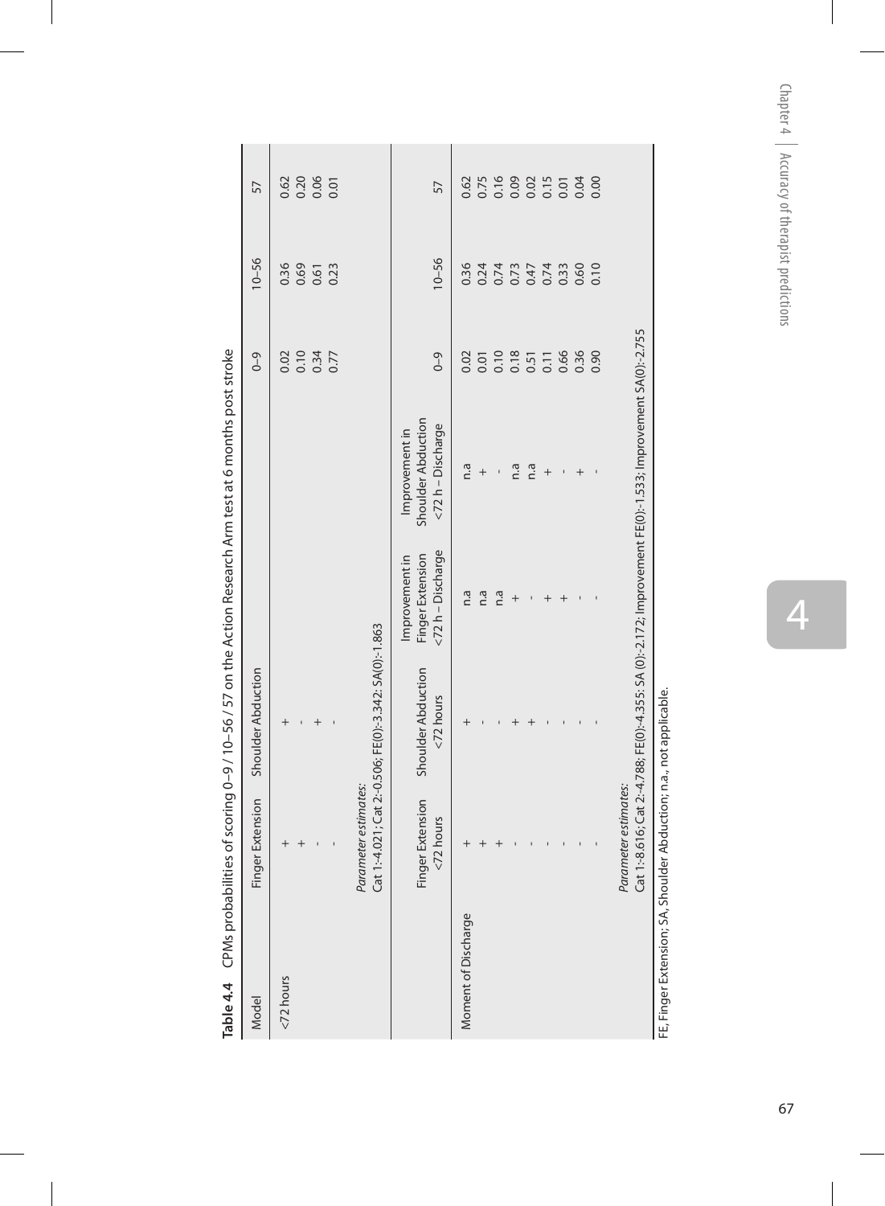**Table 4.4** CPMs probabilities of scoring 0–9 / 10–56 / 57 on the Action Research Arm test at 6 months post stroke

| Model | Finger Extension | Shoulder Abduction | | | 0–9 | 10–56 | 57 |
|---|---|---|---|---|---|---|---|
| <72 hours | + | + | | | 0.02 | 0.36 | 0.62 |
| | + | - | | | 0.10 | 0.69 | 0.20 |
| | - | + | | | 0.34 | 0.61 | 0.06 |
| | - | - | | | 0.77 | 0.23 | 0.01 |
| | *Parameter estimates:* Cat 1:-4.021; Cat 2:-0.506; FE(0):-3.342: SA(0):-1.863 | | | | | | |
| | Finger Extension <72 hours | Shoulder Abduction <72 hours | Improvement in Finger Extension <72 h – Discharge | Improvement in Shoulder Abduction <72 h – Discharge | 0–9 | 10–56 | 57 |
| Moment of Discharge | + | + | n.a | n.a | 0.02 | 0.36 | 0.62 |
| | + | - | n.a | + | 0.01 | 0.24 | 0.75 |
| | + | - | n.a | - | 0.10 | 0.74 | 0.16 |
| | - | + | + | n.a | 0.18 | 0.73 | 0.09 |
| | - | + | - | n.a | 0.51 | 0.47 | 0.02 |
| | - | - | + | + | 0.11 | 0.74 | 0.15 |
| | - | - | + | - | 0.66 | 0.33 | 0.01 |
| | - | - | - | + | 0.36 | 0.60 | 0.04 |
| | - | - | - | - | 0.90 | 0.10 | 0.00 |
| | *Parameter estimates:* Cat 1:-8.616; Cat 2:-4.788; FE(0):-4.355: SA (0):-2.172; Improvement FE(0):-1.533; Improvement SA(0):-2.755 | | | | | | |

FE, Finger Extension; SA, Shoulder Abduction; n.a., not applicable.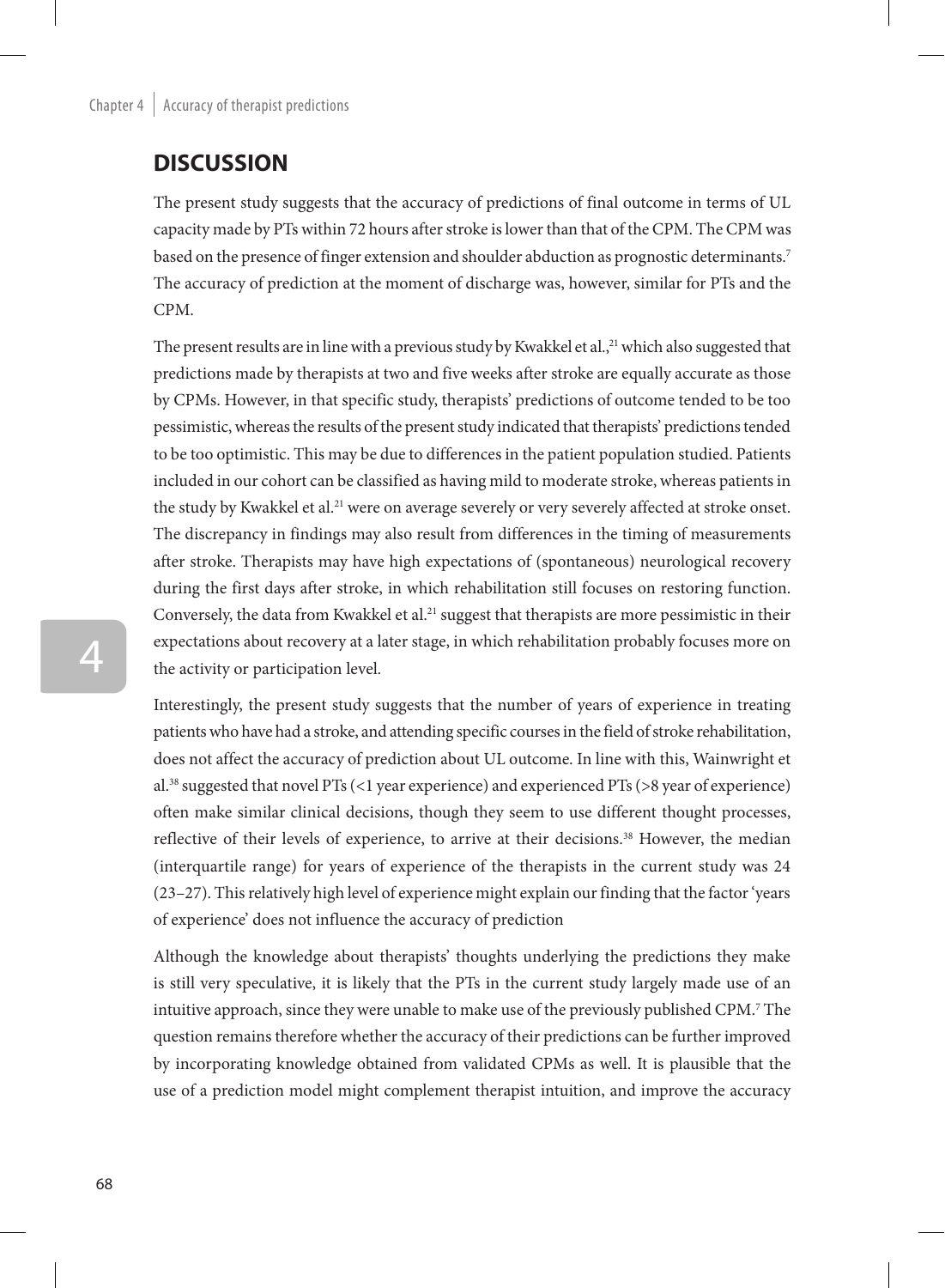## DISCUSSION

The present study suggests that the accuracy of predictions of final outcome in terms of UL capacity made by PTs within 72 hours after stroke is lower than that of the CPM. The CPM was based on the presence of finger extension and shoulder abduction as prognostic determinants.[7] The accuracy of prediction at the moment of discharge was, however, similar for PTs and the CPM.

The present results are in line with a previous study by Kwakkel et al.,[21] which also suggested that predictions made by therapists at two and five weeks after stroke are equally accurate as those by CPMs. However, in that specific study, therapists' predictions of outcome tended to be too pessimistic, whereas the results of the present study indicated that therapists' predictions tended to be too optimistic. This may be due to differences in the patient population studied. Patients included in our cohort can be classified as having mild to moderate stroke, whereas patients in the study by Kwakkel et al.[21] were on average severely or very severely affected at stroke onset. The discrepancy in findings may also result from differences in the timing of measurements after stroke. Therapists may have high expectations of (spontaneous) neurological recovery during the first days after stroke, in which rehabilitation still focuses on restoring function. Conversely, the data from Kwakkel et al.[21] suggest that therapists are more pessimistic in their expectations about recovery at a later stage, in which rehabilitation probably focuses more on the activity or participation level.

Interestingly, the present study suggests that the number of years of experience in treating patients who have had a stroke, and attending specific courses in the field of stroke rehabilitation, does not affect the accuracy of prediction about UL outcome. In line with this, Wainwright et al.[38] suggested that novel PTs (<1 year experience) and experienced PTs (>8 year of experience) often make similar clinical decisions, though they seem to use different thought processes, reflective of their levels of experience, to arrive at their decisions.[38] However, the median (interquartile range) for years of experience of the therapists in the current study was 24 (23–27). This relatively high level of experience might explain our finding that the factor 'years of experience' does not influence the accuracy of prediction

Although the knowledge about therapists' thoughts underlying the predictions they make is still very speculative, it is likely that the PTs in the current study largely made use of an intuitive approach, since they were unable to make use of the previously published CPM.[7] The question remains therefore whether the accuracy of their predictions can be further improved by incorporating knowledge obtained from validated CPMs as well. It is plausible that the use of a prediction model might complement therapist intuition, and improve the accuracy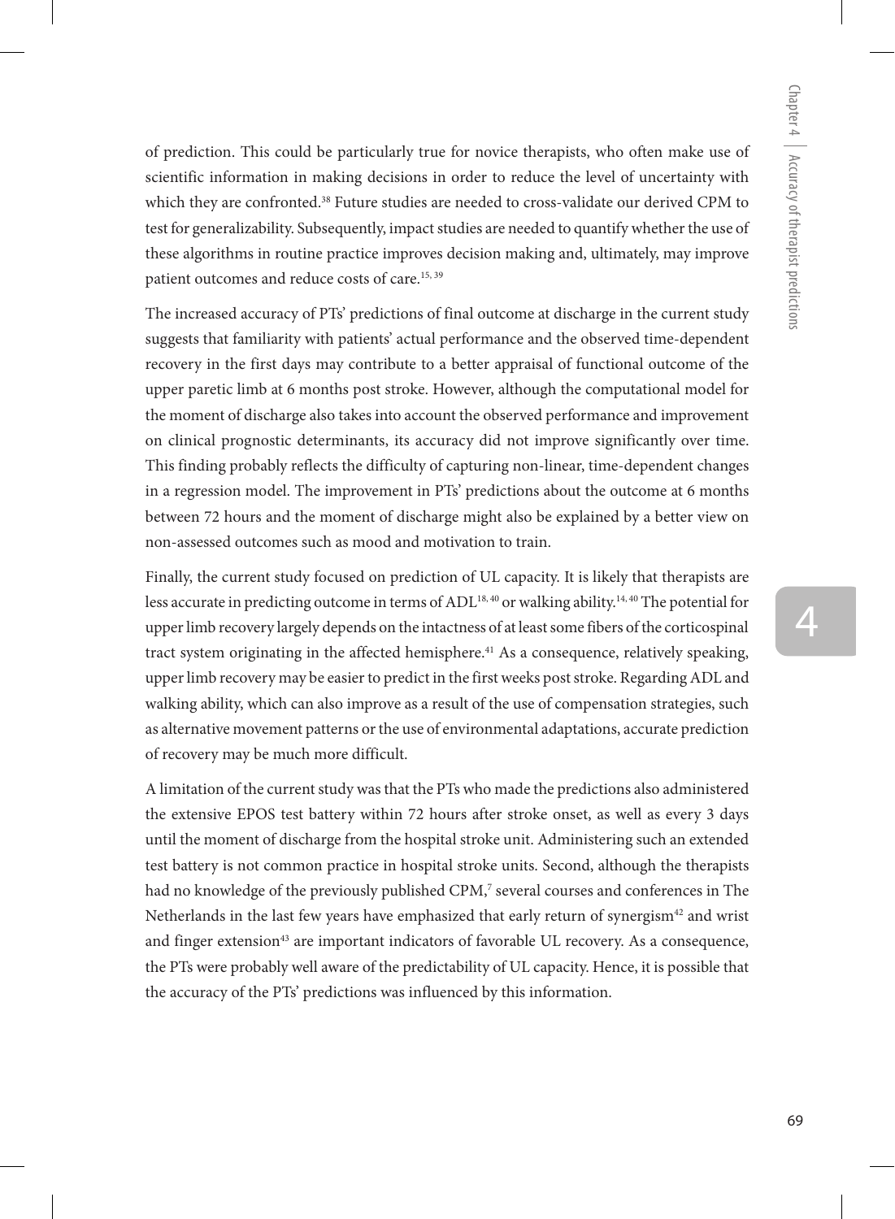of prediction. This could be particularly true for novice therapists, who often make use of scientific information in making decisions in order to reduce the level of uncertainty with which they are confronted.[38] Future studies are needed to cross-validate our derived CPM to test for generalizability. Subsequently, impact studies are needed to quantify whether the use of these algorithms in routine practice improves decision making and, ultimately, may improve patient outcomes and reduce costs of care.[15, 39]

The increased accuracy of PTs' predictions of final outcome at discharge in the current study suggests that familiarity with patients' actual performance and the observed time-dependent recovery in the first days may contribute to a better appraisal of functional outcome of the upper paretic limb at 6 months post stroke. However, although the computational model for the moment of discharge also takes into account the observed performance and improvement on clinical prognostic determinants, its accuracy did not improve significantly over time. This finding probably reflects the difficulty of capturing non-linear, time-dependent changes in a regression model. The improvement in PTs' predictions about the outcome at 6 months between 72 hours and the moment of discharge might also be explained by a better view on non-assessed outcomes such as mood and motivation to train.

Finally, the current study focused on prediction of UL capacity. It is likely that therapists are less accurate in predicting outcome in terms of ADL[18, 40] or walking ability.[14, 40] The potential for upper limb recovery largely depends on the intactness of at least some fibers of the corticospinal tract system originating in the affected hemisphere.[41] As a consequence, relatively speaking, upper limb recovery may be easier to predict in the first weeks post stroke. Regarding ADL and walking ability, which can also improve as a result of the use of compensation strategies, such as alternative movement patterns or the use of environmental adaptations, accurate prediction of recovery may be much more difficult.

A limitation of the current study was that the PTs who made the predictions also administered the extensive EPOS test battery within 72 hours after stroke onset, as well as every 3 days until the moment of discharge from the hospital stroke unit. Administering such an extended test battery is not common practice in hospital stroke units. Second, although the therapists had no knowledge of the previously published CPM,[7] several courses and conferences in The Netherlands in the last few years have emphasized that early return of synergism[42] and wrist and finger extension[43] are important indicators of favorable UL recovery. As a consequence, the PTs were probably well aware of the predictability of UL capacity. Hence, it is possible that the accuracy of the PTs' predictions was influenced by this information.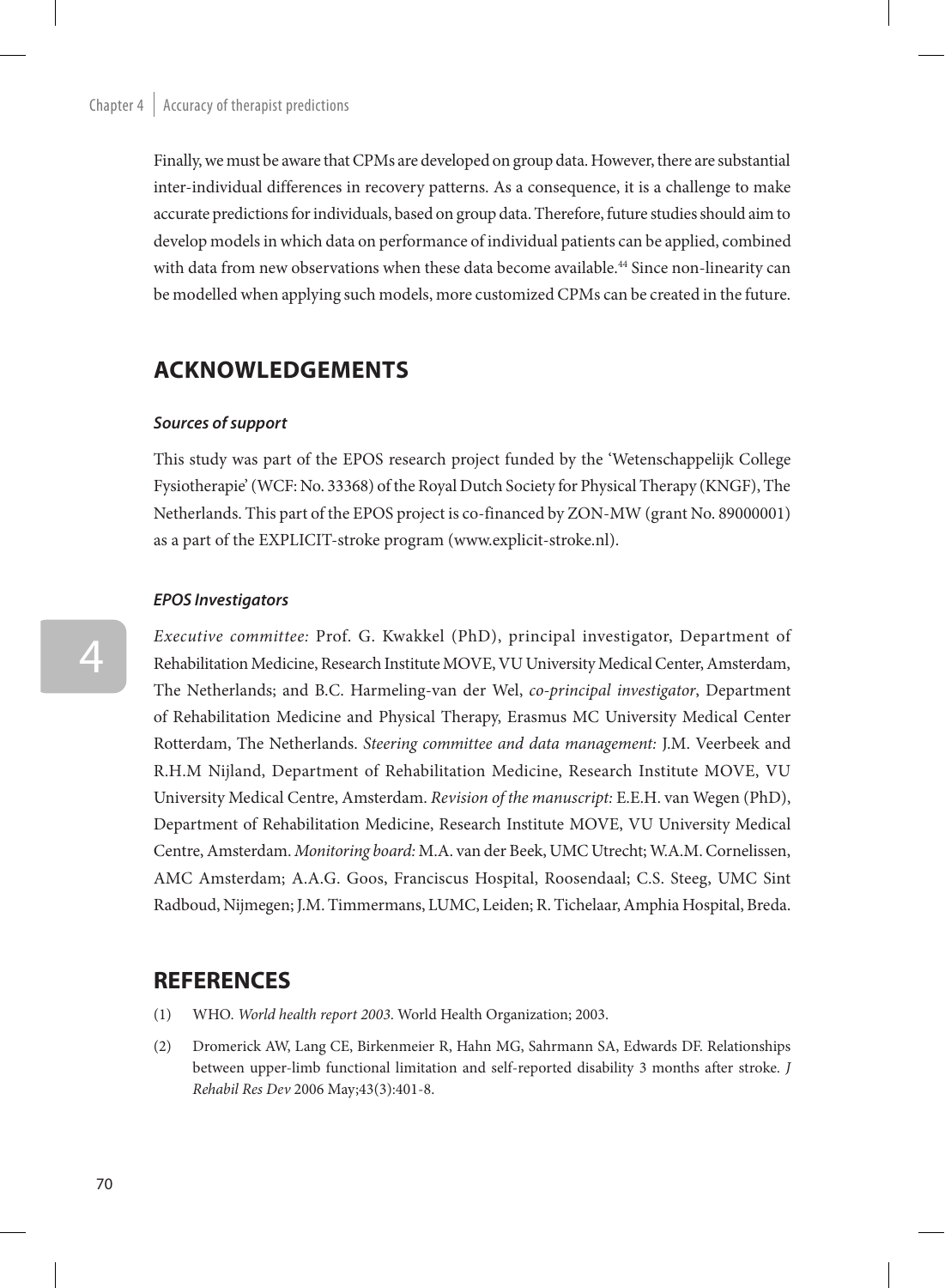Finally, we must be aware that CPMs are developed on group data. However, there are substantial inter-individual differences in recovery patterns. As a consequence, it is a challenge to make accurate predictions for individuals, based on group data. Therefore, future studies should aim to develop models in which data on performance of individual patients can be applied, combined with data from new observations when these data become available.[44] Since non-linearity can be modelled when applying such models, more customized CPMs can be created in the future.

## ACKNOWLEDGEMENTS

### *Sources of support*

This study was part of the EPOS research project funded by the 'Wetenschappelijk College Fysiotherapie' (WCF: No. 33368) of the Royal Dutch Society for Physical Therapy (KNGF), The Netherlands. This part of the EPOS project is co-financed by ZON-MW (grant No. 89000001) as a part of the EXPLICIT-stroke program (www.explicit-stroke.nl).

### *EPOS Investigators*

*Executive committee:* Prof. G. Kwakkel (PhD), principal investigator, Department of Rehabilitation Medicine, Research Institute MOVE, VU University Medical Center, Amsterdam, The Netherlands; and B.C. Harmeling-van der Wel, *co-principal investigator*, Department of Rehabilitation Medicine and Physical Therapy, Erasmus MC University Medical Center Rotterdam, The Netherlands. *Steering committee and data management:* J.M. Veerbeek and R.H.M Nijland, Department of Rehabilitation Medicine, Research Institute MOVE, VU University Medical Centre, Amsterdam. *Revision of the manuscript:* E.E.H. van Wegen (PhD), Department of Rehabilitation Medicine, Research Institute MOVE, VU University Medical Centre, Amsterdam. *Monitoring board:* M.A. van der Beek, UMC Utrecht; W.A.M. Cornelissen, AMC Amsterdam; A.A.G. Goos, Franciscus Hospital, Roosendaal; C.S. Steeg, UMC Sint Radboud, Nijmegen; J.M. Timmermans, LUMC, Leiden; R. Tichelaar, Amphia Hospital, Breda.

## REFERENCES

(1) WHO. *World health report 2003*. World Health Organization; 2003.

(2) Dromerick AW, Lang CE, Birkenmeier R, Hahn MG, Sahrmann SA, Edwards DF. Relationships between upper-limb functional limitation and self-reported disability 3 months after stroke. *J Rehabil Res Dev* 2006 May;43(3):401-8.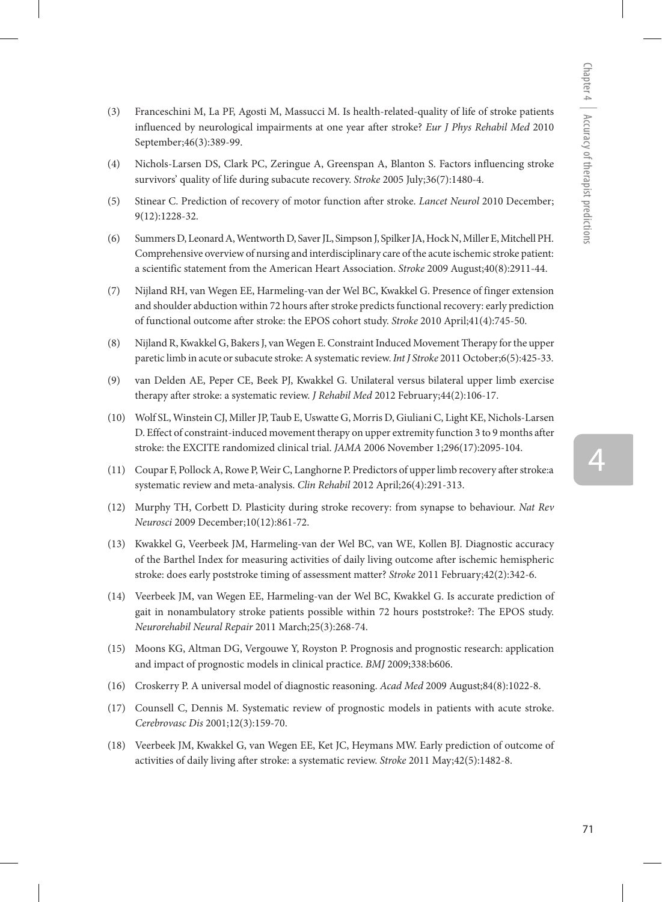(3) Franceschini M, La PF, Agosti M, Massucci M. Is health-related-quality of life of stroke patients influenced by neurological impairments at one year after stroke? *Eur J Phys Rehabil Med* 2010 September;46(3):389-99.

(4) Nichols-Larsen DS, Clark PC, Zeringue A, Greenspan A, Blanton S. Factors influencing stroke survivors' quality of life during subacute recovery. *Stroke* 2005 July;36(7):1480-4.

(5) Stinear C. Prediction of recovery of motor function after stroke. *Lancet Neurol* 2010 December; 9(12):1228-32.

(6) Summers D, Leonard A, Wentworth D, Saver JL, Simpson J, Spilker JA, Hock N, Miller E, Mitchell PH. Comprehensive overview of nursing and interdisciplinary care of the acute ischemic stroke patient: a scientific statement from the American Heart Association. *Stroke* 2009 August;40(8):2911-44.

(7) Nijland RH, van Wegen EE, Harmeling-van der Wel BC, Kwakkel G. Presence of finger extension and shoulder abduction within 72 hours after stroke predicts functional recovery: early prediction of functional outcome after stroke: the EPOS cohort study. *Stroke* 2010 April;41(4):745-50.

(8) Nijland R, Kwakkel G, Bakers J, van Wegen E. Constraint Induced Movement Therapy for the upper paretic limb in acute or subacute stroke: A systematic review. *Int J Stroke* 2011 October;6(5):425-33.

(9) van Delden AE, Peper CE, Beek PJ, Kwakkel G. Unilateral versus bilateral upper limb exercise therapy after stroke: a systematic review. *J Rehabil Med* 2012 February;44(2):106-17.

(10) Wolf SL, Winstein CJ, Miller JP, Taub E, Uswatte G, Morris D, Giuliani C, Light KE, Nichols-Larsen D. Effect of constraint-induced movement therapy on upper extremity function 3 to 9 months after stroke: the EXCITE randomized clinical trial. *JAMA* 2006 November 1;296(17):2095-104.

(11) Coupar F, Pollock A, Rowe P, Weir C, Langhorne P. Predictors of upper limb recovery after stroke:a systematic review and meta-analysis. *Clin Rehabil* 2012 April;26(4):291-313.

(12) Murphy TH, Corbett D. Plasticity during stroke recovery: from synapse to behaviour. *Nat Rev Neurosci* 2009 December;10(12):861-72.

(13) Kwakkel G, Veerbeek JM, Harmeling-van der Wel BC, van WE, Kollen BJ. Diagnostic accuracy of the Barthel Index for measuring activities of daily living outcome after ischemic hemispheric stroke: does early poststroke timing of assessment matter? *Stroke* 2011 February;42(2):342-6.

(14) Veerbeek JM, van Wegen EE, Harmeling-van der Wel BC, Kwakkel G. Is accurate prediction of gait in nonambulatory stroke patients possible within 72 hours poststroke?: The EPOS study. *Neurorehabil Neural Repair* 2011 March;25(3):268-74.

(15) Moons KG, Altman DG, Vergouwe Y, Royston P. Prognosis and prognostic research: application and impact of prognostic models in clinical practice. *BMJ* 2009;338:b606.

(16) Croskerry P. A universal model of diagnostic reasoning. *Acad Med* 2009 August;84(8):1022-8.

(17) Counsell C, Dennis M. Systematic review of prognostic models in patients with acute stroke. *Cerebrovasc Dis* 2001;12(3):159-70.

(18) Veerbeek JM, Kwakkel G, van Wegen EE, Ket JC, Heymans MW. Early prediction of outcome of activities of daily living after stroke: a systematic review. *Stroke* 2011 May;42(5):1482-8.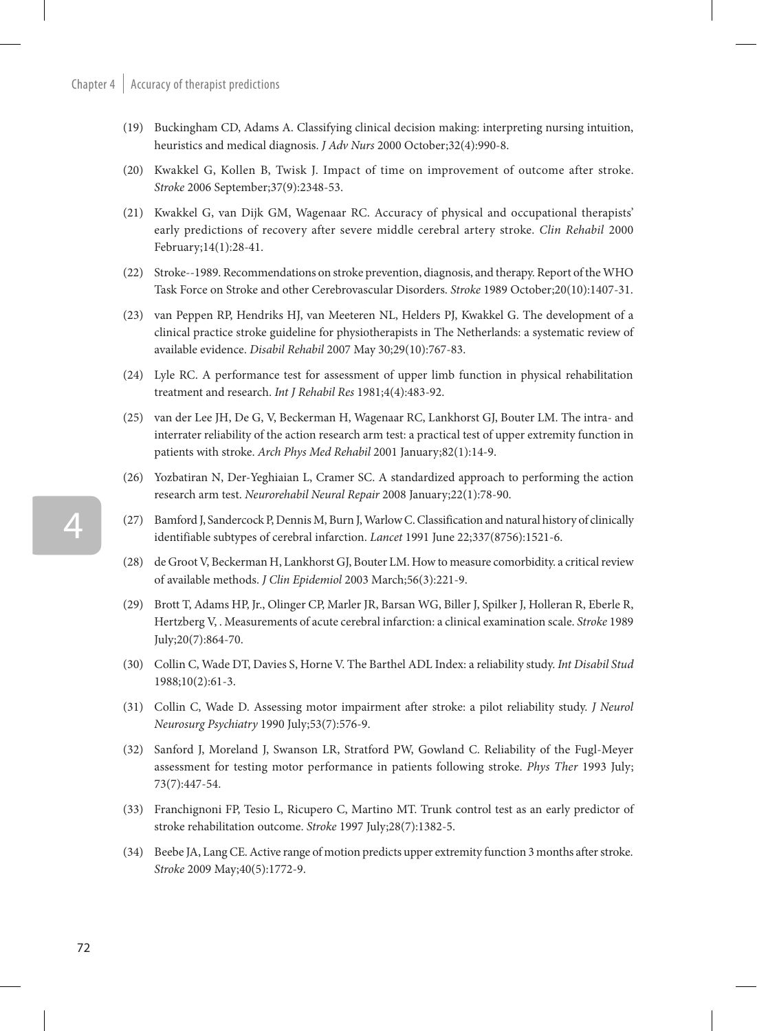(19) Buckingham CD, Adams A. Classifying clinical decision making: interpreting nursing intuition, heuristics and medical diagnosis. *J Adv Nurs* 2000 October;32(4):990-8.

(20) Kwakkel G, Kollen B, Twisk J. Impact of time on improvement of outcome after stroke. *Stroke* 2006 September;37(9):2348-53.

(21) Kwakkel G, van Dijk GM, Wagenaar RC. Accuracy of physical and occupational therapists' early predictions of recovery after severe middle cerebral artery stroke. *Clin Rehabil* 2000 February;14(1):28-41.

(22) Stroke--1989. Recommendations on stroke prevention, diagnosis, and therapy. Report of the WHO Task Force on Stroke and other Cerebrovascular Disorders. *Stroke* 1989 October;20(10):1407-31.

(23) van Peppen RP, Hendriks HJ, van Meeteren NL, Helders PJ, Kwakkel G. The development of a clinical practice stroke guideline for physiotherapists in The Netherlands: a systematic review of available evidence. *Disabil Rehabil* 2007 May 30;29(10):767-83.

(24) Lyle RC. A performance test for assessment of upper limb function in physical rehabilitation treatment and research. *Int J Rehabil Res* 1981;4(4):483-92.

(25) van der Lee JH, De G, V, Beckerman H, Wagenaar RC, Lankhorst GJ, Bouter LM. The intra- and interrater reliability of the action research arm test: a practical test of upper extremity function in patients with stroke. *Arch Phys Med Rehabil* 2001 January;82(1):14-9.

(26) Yozbatiran N, Der-Yeghiaian L, Cramer SC. A standardized approach to performing the action research arm test. *Neurorehabil Neural Repair* 2008 January;22(1):78-90.

(27) Bamford J, Sandercock P, Dennis M, Burn J, Warlow C. Classification and natural history of clinically identifiable subtypes of cerebral infarction. *Lancet* 1991 June 22;337(8756):1521-6.

(28) de Groot V, Beckerman H, Lankhorst GJ, Bouter LM. How to measure comorbidity. a critical review of available methods. *J Clin Epidemiol* 2003 March;56(3):221-9.

(29) Brott T, Adams HP, Jr., Olinger CP, Marler JR, Barsan WG, Biller J, Spilker J, Holleran R, Eberle R, Hertzberg V, . Measurements of acute cerebral infarction: a clinical examination scale. *Stroke* 1989 July;20(7):864-70.

(30) Collin C, Wade DT, Davies S, Horne V. The Barthel ADL Index: a reliability study. *Int Disabil Stud* 1988;10(2):61-3.

(31) Collin C, Wade D. Assessing motor impairment after stroke: a pilot reliability study. *J Neurol Neurosurg Psychiatry* 1990 July;53(7):576-9.

(32) Sanford J, Moreland J, Swanson LR, Stratford PW, Gowland C. Reliability of the Fugl-Meyer assessment for testing motor performance in patients following stroke. *Phys Ther* 1993 July; 73(7):447-54.

(33) Franchignoni FP, Tesio L, Ricupero C, Martino MT. Trunk control test as an early predictor of stroke rehabilitation outcome. *Stroke* 1997 July;28(7):1382-5.

(34) Beebe JA, Lang CE. Active range of motion predicts upper extremity function 3 months after stroke. *Stroke* 2009 May;40(5):1772-9.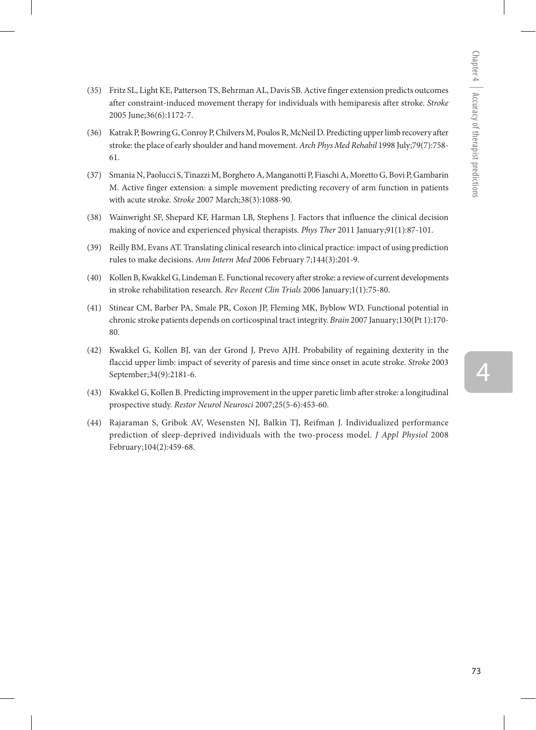(35) Fritz SL, Light KE, Patterson TS, Behrman AL, Davis SB. Active finger extension predicts outcomes after constraint-induced movement therapy for individuals with hemiparesis after stroke. *Stroke* 2005 June;36(6):1172-7.

(36) Katrak P, Bowring G, Conroy P, Chilvers M, Poulos R, McNeil D. Predicting upper limb recovery after stroke: the place of early shoulder and hand movement. *Arch Phys Med Rehabil* 1998 July;79(7):758-61.

(37) Smania N, Paolucci S, Tinazzi M, Borghero A, Manganotti P, Fiaschi A, Moretto G, Bovi P, Gambarin M. Active finger extension: a simple movement predicting recovery of arm function in patients with acute stroke. *Stroke* 2007 March;38(3):1088-90.

(38) Wainwright SF, Shepard KF, Harman LB, Stephens J. Factors that influence the clinical decision making of novice and experienced physical therapists. *Phys Ther* 2011 January;91(1):87-101.

(39) Reilly BM, Evans AT. Translating clinical research into clinical practice: impact of using prediction rules to make decisions. *Ann Intern Med* 2006 February 7;144(3):201-9.

(40) Kollen B, Kwakkel G, Lindeman E. Functional recovery after stroke: a review of current developments in stroke rehabilitation research. *Rev Recent Clin Trials* 2006 January;1(1):75-80.

(41) Stinear CM, Barber PA, Smale PR, Coxon JP, Fleming MK, Byblow WD. Functional potential in chronic stroke patients depends on corticospinal tract integrity. *Brain* 2007 January;130(Pt 1):170-80.

(42) Kwakkel G, Kollen BJ, van der Grond J, Prevo AJH. Probability of regaining dexterity in the flaccid upper limb: impact of severity of paresis and time since onset in acute stroke. *Stroke* 2003 September;34(9):2181-6.

(43) Kwakkel G, Kollen B. Predicting improvement in the upper paretic limb after stroke: a longitudinal prospective study. *Restor Neurol Neurosci* 2007;25(5-6):453-60.

(44) Rajaraman S, Gribok AV, Wesensten NJ, Balkin TJ, Reifman J. Individualized performance prediction of sleep-deprived individuals with the two-process model. *J Appl Physiol* 2008 February;104(2):459-68.